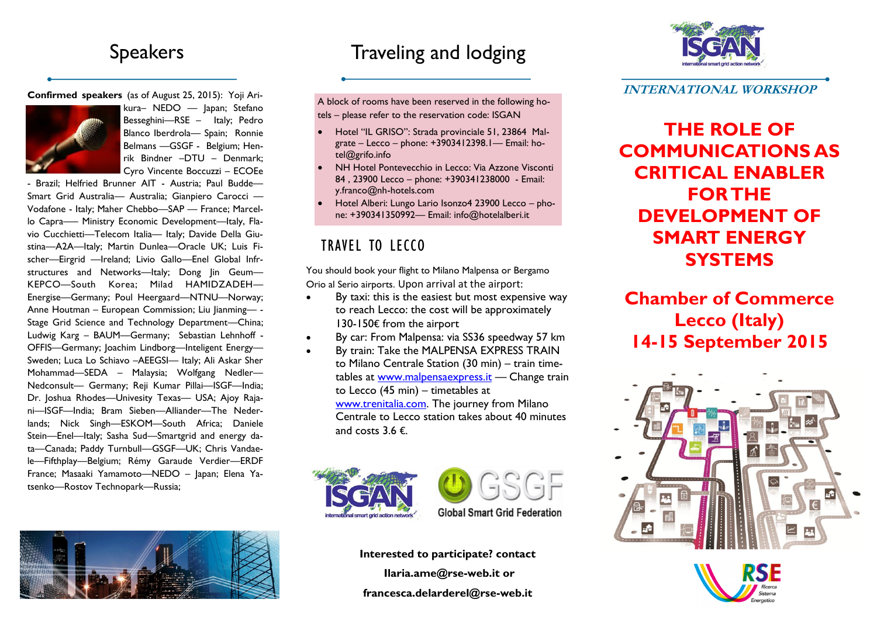# Speakers

**Confirmed speakers** (as of August 25, 2015): Yoji Arikura– NEDO — Japan; Stefano Besseghini—RSE – Italy; Pedro Blanco Iberdrola— Spain; Ronnie Belmans —GSGF - Belgium; Henrik Bindner –DTU – Denmark; Cyro Vincente Boccuzzi – ECOEe - Brazil; Helfried Brunner AIT - Austria; Paul Budde—Smart Grid Australia— Australia; Gianpiero Carocci — Vodafone - Italy; Maher Chebbo—SAP — France; Marcello Capra—– Ministry Economic Development—Italy, Flavio Cucchietti—Telecom Italia— Italy; Davide Della Giustina—A2A—Italy; Martin Dunlea—Oracle UK; Luis Fischer—Eirgrid —Ireland; Livio Gallo—Enel Global Infrstructures and Networks—Italy; Dong Jin Geum—KEPCO—South Korea; Milad HAMIDZADEH—Energise—Germany; Poul Heergaard—NTNU—Norway; Anne Houtman – European Commission; Liu Jianming— -Stage Grid Science and Technology Department—China; Ludwig Karg – BAUM—Germany; Sebastian Lehnhoff - OFFIS—Germany; Joachim Lindborg—Inteligent Energy—Sweden; Luca Lo Schiavo –AEEGSI— Italy; Ali Askar Sher Mohammad—SEDA – Malaysia; Wolfgang Nedler—Nedconsult— Germany; Reji Kumar Pillai—ISGF—India; Dr. Joshua Rhodes—Univesity Texas— USA; Ajoy Rajani—ISGF—India; Bram Sieben—Alliander—The Nederlands; Nick Singh—ESKOM—South Africa; Daniele Stein—Enel—Italy; Sasha Sud—Smartgrid and energy data—Canada; Paddy Turnbull—GSGF—UK; Chris Vandaele—Fifthplay—Belgium; Rémy Garaude Verdier—ERDF France; Masaaki Yamamoto—NEDO – Japan; Elena Yatsenko—Rostov Technopark—Russia;

# Traveling and lodging

A block of rooms have been reserved in the following hotels – please refer to the reservation code: ISGAN

- Hotel "IL GRISO": Strada provinciale 51, 23864 Malgrate – Lecco – phone: +3903412398.1— Email: hotel@grifo.info
- NH Hotel Pontevecchio in Lecco: Via Azzone Visconti 84 , 23900 Lecco – phone: +390341238000 - Email: y.franco@nh-hotels.com
- Hotel Alberi: Lungo Lario Isonzo4 23900 Lecco – phone: +390341350992— Email: info@hotelalberi.it

## TRAVEL TO LECCO

You should book your flight to Milano Malpensa or Bergamo Orio al Serio airports. Upon arrival at the airport:

- By taxi: this is the easiest but most expensive way to reach Lecco: the cost will be approximately 130-150€ from the airport
- By car: From Malpensa: via SS36 speedway 57 km
- By train: Take the MALPENSA EXPRESS TRAIN to Milano Centrale Station (30 min) – train timetables at www.malpensaexpress.it — Change train to Lecco (45 min) – timetables at www.trenitalia.com. The journey from Milano Centrale to Lecco station takes about 40 minutes and costs 3.6 €.

ISGAN international smart grid action network

GSGF Global Smart Grid Federation

**Interested to participate? contact**

**Ilaria.ame@rse-web.it or**

**francesca.delarderel@rse-web.it**

ISGAN international smart grid action network

*INTERNATIONAL WORKSHOP*

# THE ROLE OF COMMUNICATIONS AS CRITICAL ENABLER FOR THE DEVELOPMENT OF SMART ENERGY SYSTEMS

## Chamber of Commerce Lecco (Italy) 14-15 September 2015

RSE Ricerca Sistema Energetico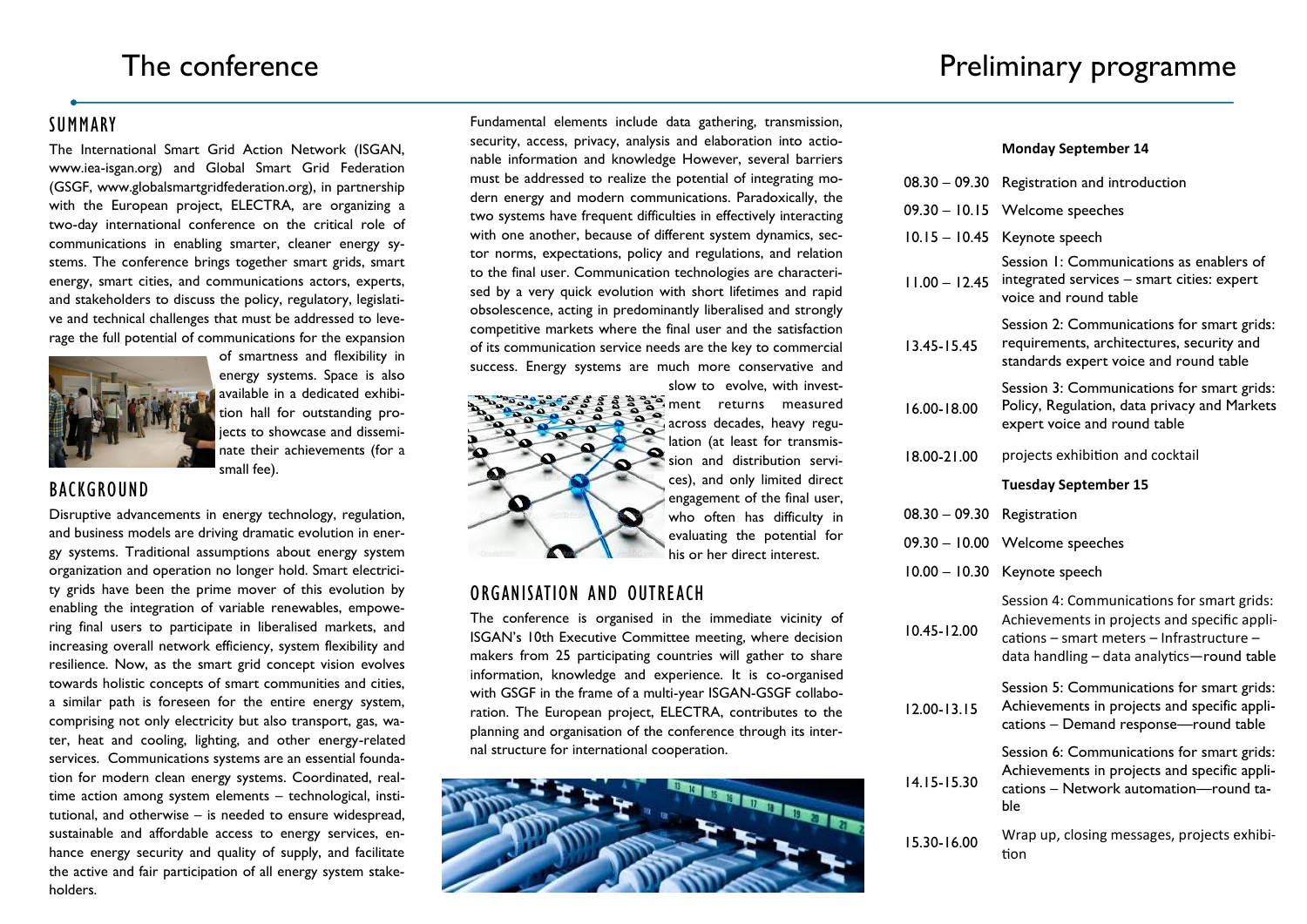# The conference

## SUMMARY

The International Smart Grid Action Network (ISGAN, www.iea-isgan.org) and Global Smart Grid Federation (GSGF, www.globalsmartgridfederation.org), in partnership with the European project, ELECTRA, are organizing a two-day international conference on the critical role of communications in enabling smarter, cleaner energy systems. The conference brings together smart grids, smart energy, smart cities, and communications actors, experts, and stakeholders to discuss the policy, regulatory, legislative and technical challenges that must be addressed to leverage the full potential of communications for the expansion of smartness and flexibility in energy systems. Space is also available in a dedicated exhibition hall for outstanding projects to showcase and disseminate their achievements (for a small fee).

## BACKGROUND

Disruptive advancements in energy technology, regulation, and business models are driving dramatic evolution in energy systems. Traditional assumptions about energy system organization and operation no longer hold. Smart electricity grids have been the prime mover of this evolution by enabling the integration of variable renewables, empowering final users to participate in liberalised markets, and increasing overall network efficiency, system flexibility and resilience. Now, as the smart grid concept vision evolves towards holistic concepts of smart communities and cities, a similar path is foreseen for the entire energy system, comprising not only electricity but also transport, gas, water, heat and cooling, lighting, and other energy-related services. Communications systems are an essential foundation for modern clean energy systems. Coordinated, real-time action among system elements – technological, institutional, and otherwise – is needed to ensure widespread, sustainable and affordable access to energy services, enhance energy security and quality of supply, and facilitate the active and fair participation of all energy system stakeholders.

Fundamental elements include data gathering, transmission, security, access, privacy, analysis and elaboration into actionable information and knowledge However, several barriers must be addressed to realize the potential of integrating modern energy and modern communications. Paradoxically, the two systems have frequent difficulties in effectively interacting with one another, because of different system dynamics, sector norms, expectations, policy and regulations, and relation to the final user. Communication technologies are characterised by a very quick evolution with short lifetimes and rapid obsolescence, acting in predominantly liberalised and strongly competitive markets where the final user and the satisfaction of its communication service needs are the key to commercial success. Energy systems are much more conservative and slow to evolve, with investment returns measured across decades, heavy regulation (at least for transmission and distribution services), and only limited direct engagement of the final user, who often has difficulty in evaluating the potential for his or her direct interest.

## ORGANISATION AND OUTREACH

The conference is organised in the immediate vicinity of ISGAN's 10th Executive Committee meeting, where decision makers from 25 participating countries will gather to share information, knowledge and experience. It is co-organised with GSGF in the frame of a multi-year ISGAN-GSGF collaboration. The European project, ELECTRA, contributes to the planning and organisation of the conference through its internal structure for international cooperation.

# Preliminary programme

| | |
|---|---|
| | **Monday September 14** |
| 08.30 – 09.30 | Registration and introduction |
| 09.30 – 10.15 | Welcome speeches |
| 10.15 – 10.45 | Keynote speech |
| 11.00 – 12.45 | Session 1: Communications as enablers of integrated services – smart cities: expert voice and round table |
| 13.45-15.45 | Session 2: Communications for smart grids: requirements, architectures, security and standards expert voice and round table |
| 16.00-18.00 | Session 3: Communications for smart grids: Policy, Regulation, data privacy and Markets expert voice and round table |
| 18.00-21.00 | projects exhibition and cocktail |
| | **Tuesday September 15** |
| 08.30 – 09.30 | Registration |
| 09.30 – 10.00 | Welcome speeches |
| 10.00 – 10.30 | Keynote speech |
| 10.45-12.00 | Session 4: Communications for smart grids: Achievements in projects and specific applications – smart meters – Infrastructure – data handling – data analytics—round table |
| 12.00-13.15 | Session 5: Communications for smart grids: Achievements in projects and specific applications – Demand response—round table |
| 14.15-15.30 | Session 6: Communications for smart grids: Achievements in projects and specific applications – Network automation—round table |
| 15.30-16.00 | Wrap up, closing messages, projects exhibition |